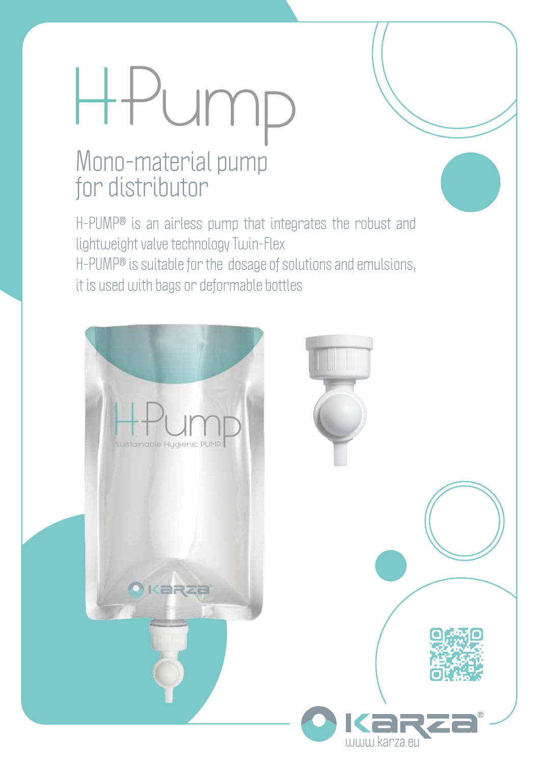# H-Pump

## Mono-material pump for distributor

H-PUMP® is an airless pump that integrates the robust and lightweight valve technology Twin-Flex
H-PUMP® is suitable for the dosage of solutions and emulsions, it is used with bags or deformable bottles

www.karza.eu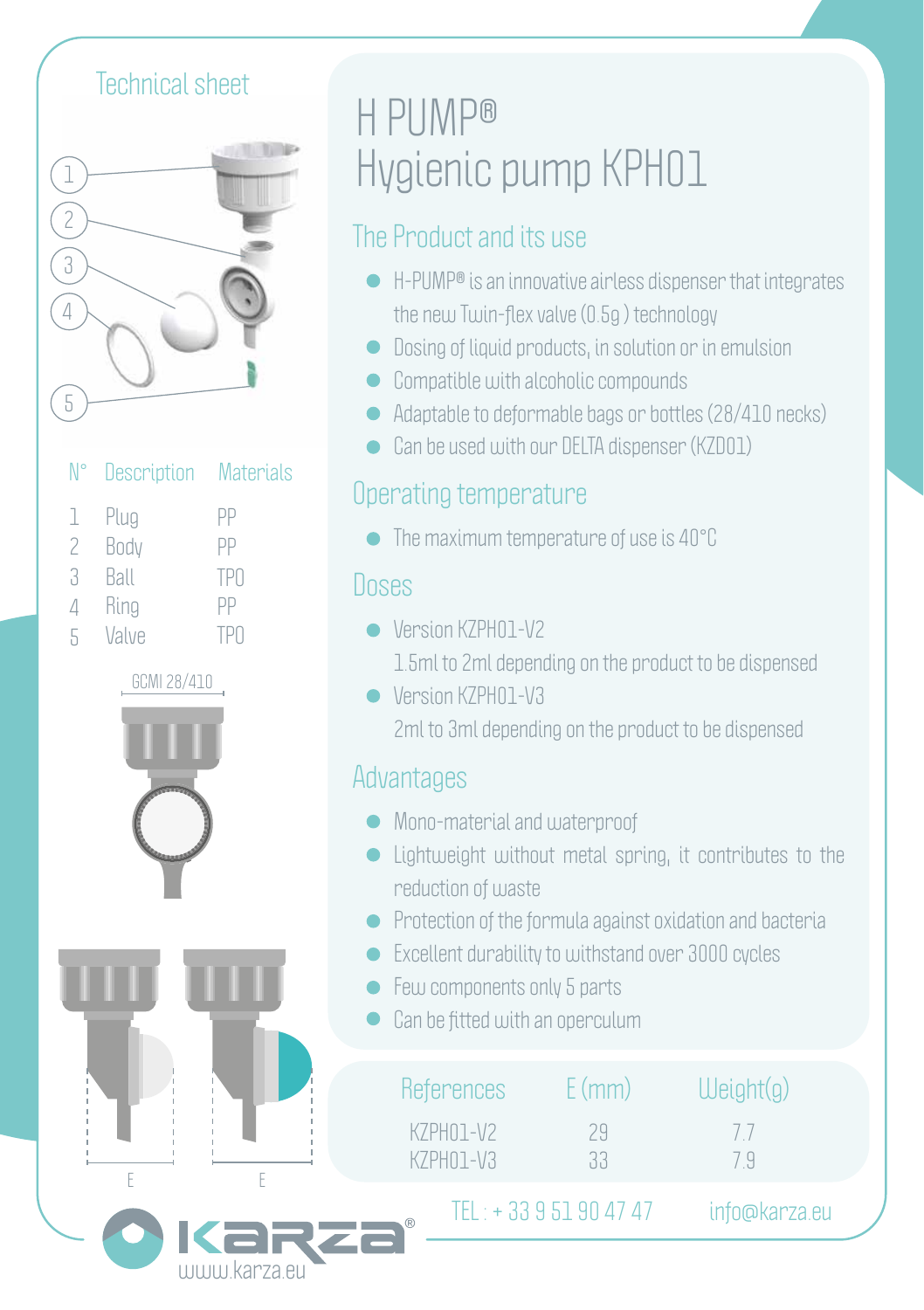Technical sheet

1
2
3
4
5

| N° | Description | Materials |
|---|---|---|
| 1 | Plug | PP |
| 2 | Body | PP |
| 3 | Ball | TPO |
| 4 | Ring | PP |
| 5 | Valve | TPO |

GCMI 28/410

E E

# H PUMP®
# Hygienic pump KPH01

## The Product and its use

- H-PUMP® is an innovative airless dispenser that integrates the new Twin-flex valve (0.5g ) technology
- Dosing of liquid products, in solution or in emulsion
- Compatible with alcoholic compounds
- Adaptable to deformable bags or bottles (28/410 necks)
- Can be used with our DELTA dispenser (KZD01)

## Operating temperature

- The maximum temperature of use is 40°C

## Doses

- Version KZPH01-V2
  1.5ml to 2ml depending on the product to be dispensed
- Version KZPH01-V3
  2ml to 3ml depending on the product to be dispensed

## Advantages

- Mono-material and waterproof
- Lightweight without metal spring, it contributes to the reduction of waste
- Protection of the formula against oxidation and bacteria
- Excellent durability to withstand over 3000 cycles
- Few components only 5 parts
- Can be fitted with an operculum

| References | E (mm) | Weight(g) |
|---|---|---|
| KZPH01-V2 | 29 | 7.7 |
| KZPH01-V3 | 33 | 7.9 |

TEL : + 33 9 51 90 47 47 info@karza.eu

karza® www.karza.eu